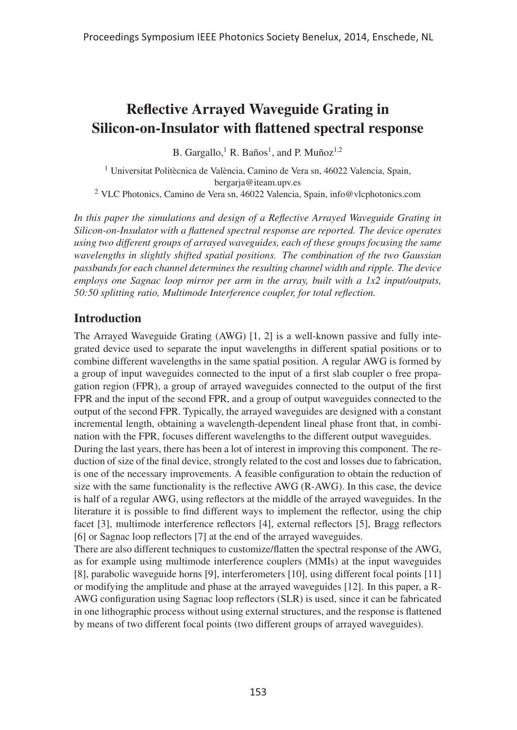# Reflective Arrayed Waveguide Grating in Silicon-on-Insulator with flattened spectral response

B. Gargallo,[1] R. Baños[1], and P. Muñoz[1,2]

[1] Universitat Politècnica de València, Camino de Vera sn, 46022 Valencia, Spain, bergarja@iteam.upv.es
[2] VLC Photonics, Camino de Vera sn, 46022 Valencia, Spain, info@vlcphotonics.com

*In this paper the simulations and design of a Reflective Arrayed Waveguide Grating in Silicon-on-Insulator with a flattened spectral response are reported. The device operates using two different groups of arrayed waveguides, each of these groups focusing the same wavelengths in slightly shifted spatial positions. The combination of the two Gaussian passbands for each channel determines the resulting channel width and ripple. The device employs one Sagnac loop mirror per arm in the array, built with a 1x2 input/outputs, 50:50 splitting ratio, Multimode Interference coupler, for total reflection.*

## Introduction

The Arrayed Waveguide Grating (AWG) [1, 2] is a well-known passive and fully integrated device used to separate the input wavelengths in different spatial positions or to combine different wavelengths in the same spatial position. A regular AWG is formed by a group of input waveguides connected to the input of a first slab coupler o free propagation region (FPR), a group of arrayed waveguides connected to the output of the first FPR and the input of the second FPR, and a group of output waveguides connected to the output of the second FPR. Typically, the arrayed waveguides are designed with a constant incremental length, obtaining a wavelength-dependent lineal phase front that, in combination with the FPR, focuses different wavelengths to the different output waveguides.
During the last years, there has been a lot of interest in improving this component. The reduction of size of the final device, strongly related to the cost and losses due to fabrication, is one of the necessary improvements. A feasible configuration to obtain the reduction of size with the same functionality is the reflective AWG (R-AWG). In this case, the device is half of a regular AWG, using reflectors at the middle of the arrayed waveguides. In the literature it is possible to find different ways to implement the reflector, using the chip facet [3], multimode interference reflectors [4], external reflectors [5], Bragg reflectors [6] or Sagnac loop reflectors [7] at the end of the arrayed waveguides.
There are also different techniques to customize/flatten the spectral response of the AWG, as for example using multimode interference couplers (MMIs) at the input waveguides [8], parabolic waveguide horns [9], interferometers [10], using different focal points [11] or modifying the amplitude and phase at the arrayed waveguides [12]. In this paper, a R-AWG configuration using Sagnac loop reflectors (SLR) is used, since it can be fabricated in one lithographic process without using external structures, and the response is flattened by means of two different focal points (two different groups of arrayed waveguides).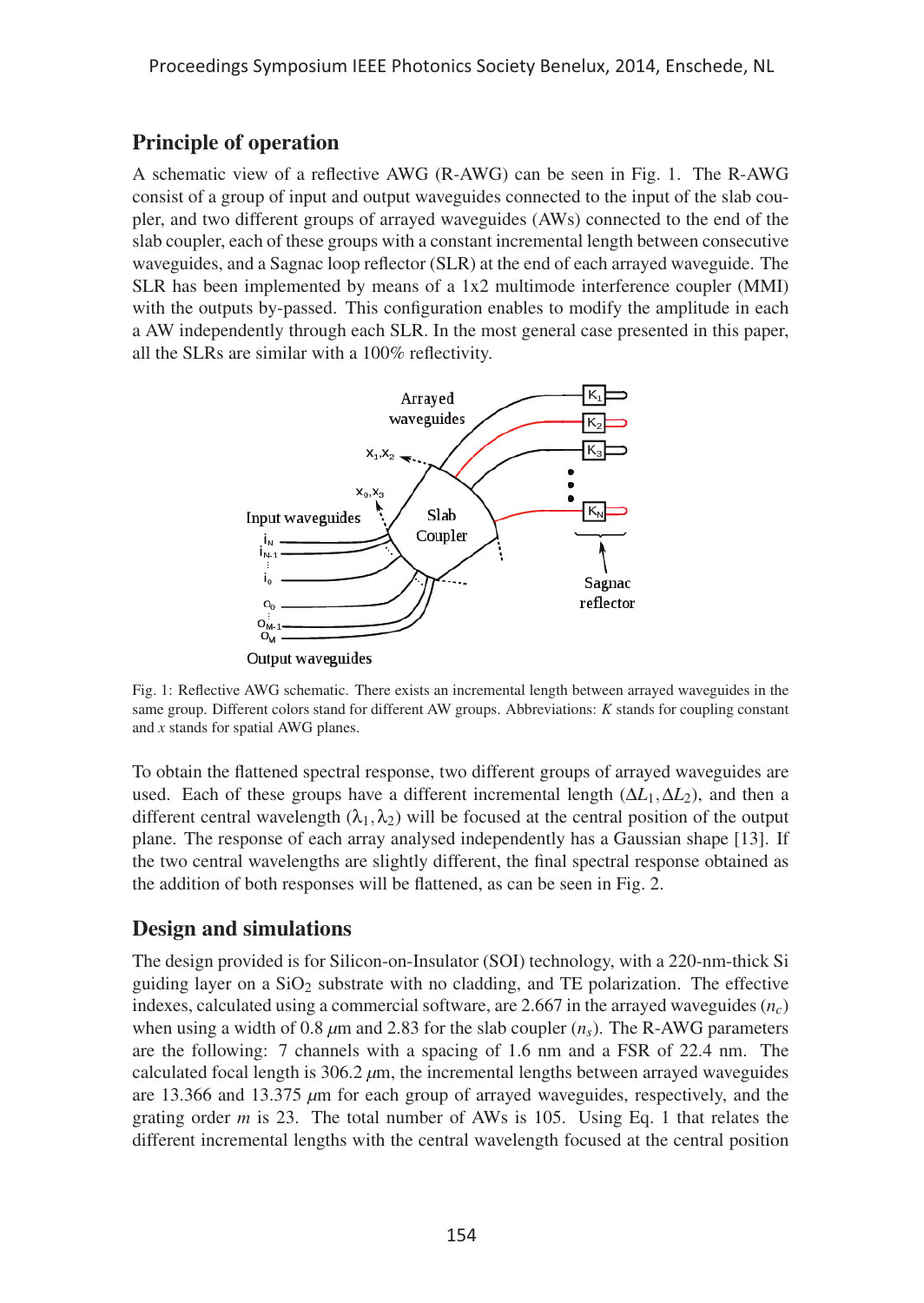## Principle of operation

A schematic view of a reflective AWG (R-AWG) can be seen in Fig. 1. The R-AWG consist of a group of input and output waveguides connected to the input of the slab coupler, and two different groups of arrayed waveguides (AWs) connected to the end of the slab coupler, each of these groups with a constant incremental length between consecutive waveguides, and a Sagnac loop reflector (SLR) at the end of each arrayed waveguide. The SLR has been implemented by means of a 1x2 multimode interference coupler (MMI) with the outputs by-passed. This configuration enables to modify the amplitude in each a AW independently through each SLR. In the most general case presented in this paper, all the SLRs are similar with a 100% reflectivity.

Fig. 1: Reflective AWG schematic. There exists an incremental length between arrayed waveguides in the same group. Different colors stand for different AW groups. Abbreviations: $K$ stands for coupling constant and $x$ stands for spatial AWG planes.

To obtain the flattened spectral response, two different groups of arrayed waveguides are used. Each of these groups have a different incremental length ($\Delta L_1, \Delta L_2$), and then a different central wavelength ($\lambda_1, \lambda_2$) will be focused at the central position of the output plane. The response of each array analysed independently has a Gaussian shape [13]. If the two central wavelengths are slightly different, the final spectral response obtained as the addition of both responses will be flattened, as can be seen in Fig. 2.

## Design and simulations

The design provided is for Silicon-on-Insulator (SOI) technology, with a 220-nm-thick Si guiding layer on a $SiO_2$ substrate with no cladding, and TE polarization. The effective indexes, calculated using a commercial software, are 2.667 in the arrayed waveguides ($n_c$) when using a width of 0.8 $\mu$m and 2.83 for the slab coupler ($n_s$). The R-AWG parameters are the following: 7 channels with a spacing of 1.6 nm and a FSR of 22.4 nm. The calculated focal length is 306.2 $\mu$m, the incremental lengths between arrayed waveguides are 13.366 and 13.375 $\mu$m for each group of arrayed waveguides, respectively, and the grating order $m$ is 23. The total number of AWs is 105. Using Eq. 1 that relates the different incremental lengths with the central wavelength focused at the central position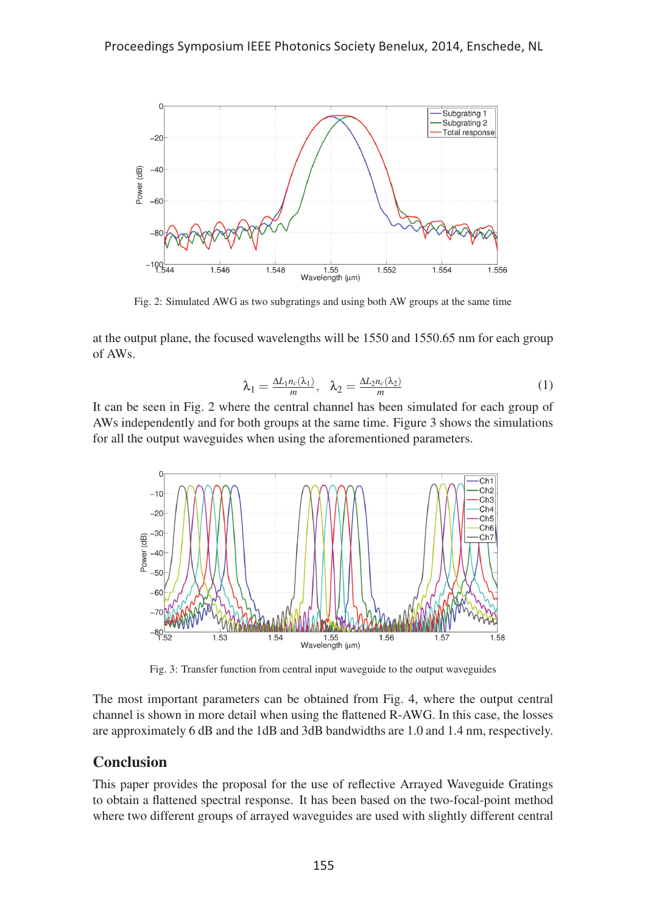Fig. 2: Simulated AWG as two subgratings and using both AW groups at the same time

at the output plane, the focused wavelengths will be 1550 and 1550.65 nm for each group of AWs.

$$\lambda_1 = \frac{\Delta L_1 n_c(\lambda_1)}{m}, \quad \lambda_2 = \frac{\Delta L_2 n_c(\lambda_2)}{m} \tag{1}$$

It can be seen in Fig. 2 where the central channel has been simulated for each group of AWs independently and for both groups at the same time. Figure 3 shows the simulations for all the output waveguides when using the aforementioned parameters.

Fig. 3: Transfer function from central input waveguide to the output waveguides

The most important parameters can be obtained from Fig. 4, where the output central channel is shown in more detail when using the flattened R-AWG. In this case, the losses are approximately 6 dB and the 1dB and 3dB bandwidths are 1.0 and 1.4 nm, respectively.

## Conclusion

This paper provides the proposal for the use of reflective Arrayed Waveguide Gratings to obtain a flattened spectral response. It has been based on the two-focal-point method where two different groups of arrayed waveguides are used with slightly different central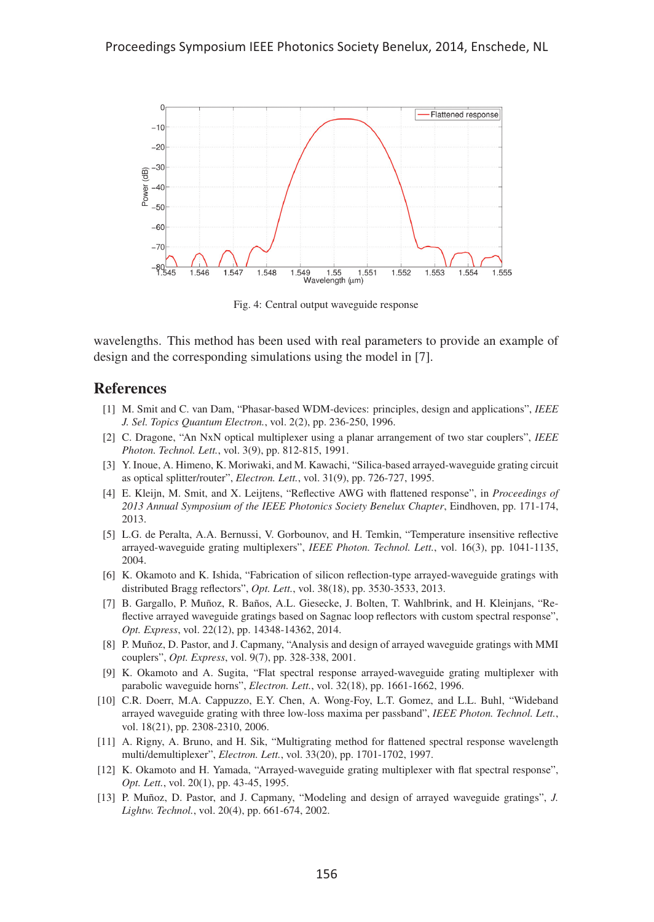Flattened response

Power (dB)

0
−10
−20
−30
−40
−50
−60
−70
−80

1.545 1.546 1.547 1.548 1.549 1.55 1.551 1.552 1.553 1.554 1.555

Wavelength (μm)

Fig. 4: Central output waveguide response

wavelengths. This method has been used with real parameters to provide an example of design and the corresponding simulations using the model in [7].

## References

[1] M. Smit and C. van Dam, "Phasar-based WDM-devices: principles, design and applications", *IEEE J. Sel. Topics Quantum Electron.*, vol. 2(2), pp. 236-250, 1996.

[2] C. Dragone, "An NxN optical multiplexer using a planar arrangement of two star couplers", *IEEE Photon. Technol. Lett.*, vol. 3(9), pp. 812-815, 1991.

[3] Y. Inoue, A. Himeno, K. Moriwaki, and M. Kawachi, "Silica-based arrayed-waveguide grating circuit as optical splitter/router", *Electron. Lett.*, vol. 31(9), pp. 726-727, 1995.

[4] E. Kleijn, M. Smit, and X. Leijtens, "Reflective AWG with flattened response", in *Proceedings of 2013 Annual Symposium of the IEEE Photonics Society Benelux Chapter*, Eindhoven, pp. 171-174, 2013.

[5] L.G. de Peralta, A.A. Bernussi, V. Gorbounov, and H. Temkin, "Temperature insensitive reflective arrayed-waveguide grating multiplexers", *IEEE Photon. Technol. Lett.*, vol. 16(3), pp. 1041-1135, 2004.

[6] K. Okamoto and K. Ishida, "Fabrication of silicon reflection-type arrayed-waveguide gratings with distributed Bragg reflectors", *Opt. Lett.*, vol. 38(18), pp. 3530-3533, 2013.

[7] B. Gargallo, P. Muñoz, R. Baños, A.L. Giesecke, J. Bolten, T. Wahlbrink, and H. Kleinjans, "Reflective arrayed waveguide gratings based on Sagnac loop reflectors with custom spectral response", *Opt. Express*, vol. 22(12), pp. 14348-14362, 2014.

[8] P. Muñoz, D. Pastor, and J. Capmany, "Analysis and design of arrayed waveguide gratings with MMI couplers", *Opt. Express*, vol. 9(7), pp. 328-338, 2001.

[9] K. Okamoto and A. Sugita, "Flat spectral response arrayed-waveguide grating multiplexer with parabolic waveguide horns", *Electron. Lett.*, vol. 32(18), pp. 1661-1662, 1996.

[10] C.R. Doerr, M.A. Cappuzzo, E.Y. Chen, A. Wong-Foy, L.T. Gomez, and L.L. Buhl, "Wideband arrayed waveguide grating with three low-loss maxima per passband", *IEEE Photon. Technol. Lett.*, vol. 18(21), pp. 2308-2310, 2006.

[11] A. Rigny, A. Bruno, and H. Sik, "Multigrating method for flattened spectral response wavelength multi/demultiplexer", *Electron. Lett.*, vol. 33(20), pp. 1701-1702, 1997.

[12] K. Okamoto and H. Yamada, "Arrayed-waveguide grating multiplexer with flat spectral response", *Opt. Lett.*, vol. 20(1), pp. 43-45, 1995.

[13] P. Muñoz, D. Pastor, and J. Capmany, "Modeling and design of arrayed waveguide gratings", *J. Lightw. Technol.*, vol. 20(4), pp. 661-674, 2002.